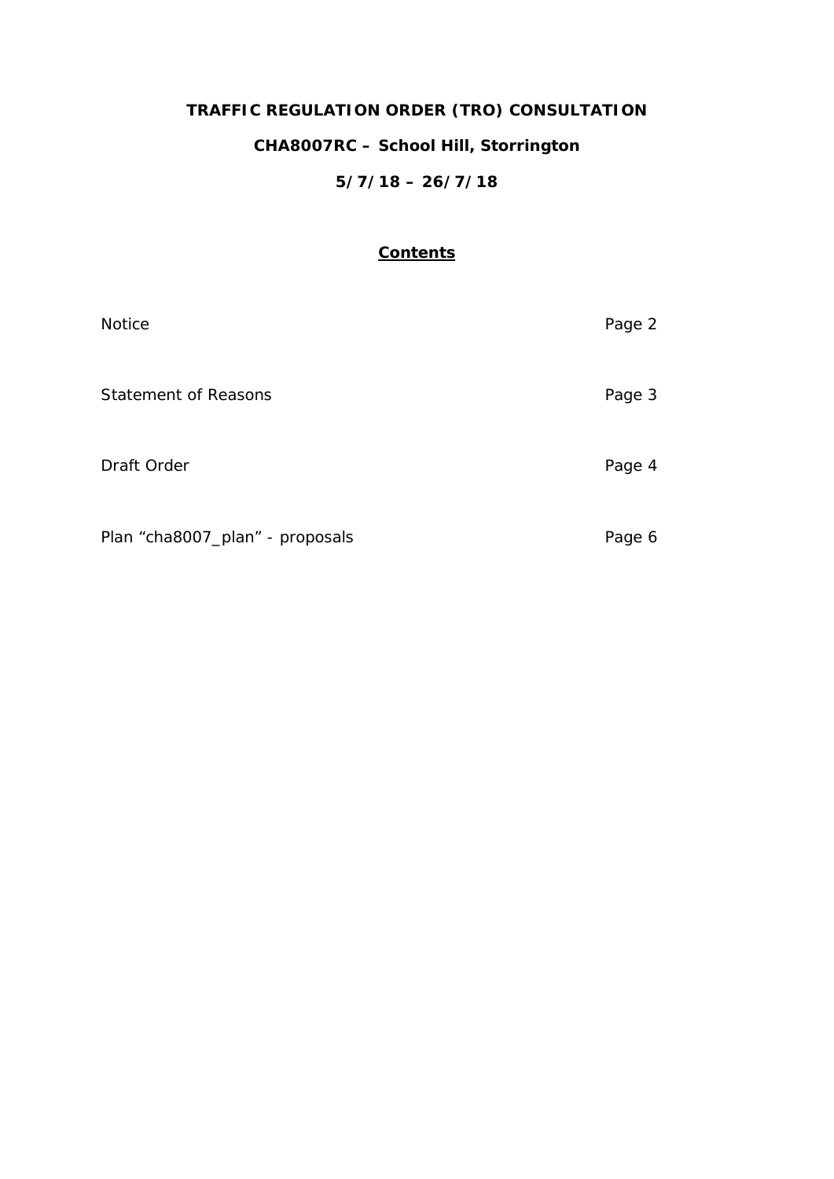# TRAFFIC REGULATION ORDER (TRO) CONSULTATION

## CHA8007RC – School Hill, Storrington

## 5/7/18 – 26/7/18

## Contents

| | |
|---|---|
| Notice | Page 2 |
| Statement of Reasons | Page 3 |
| Draft Order | Page 4 |
| Plan “cha8007_plan” - proposals | Page 6 |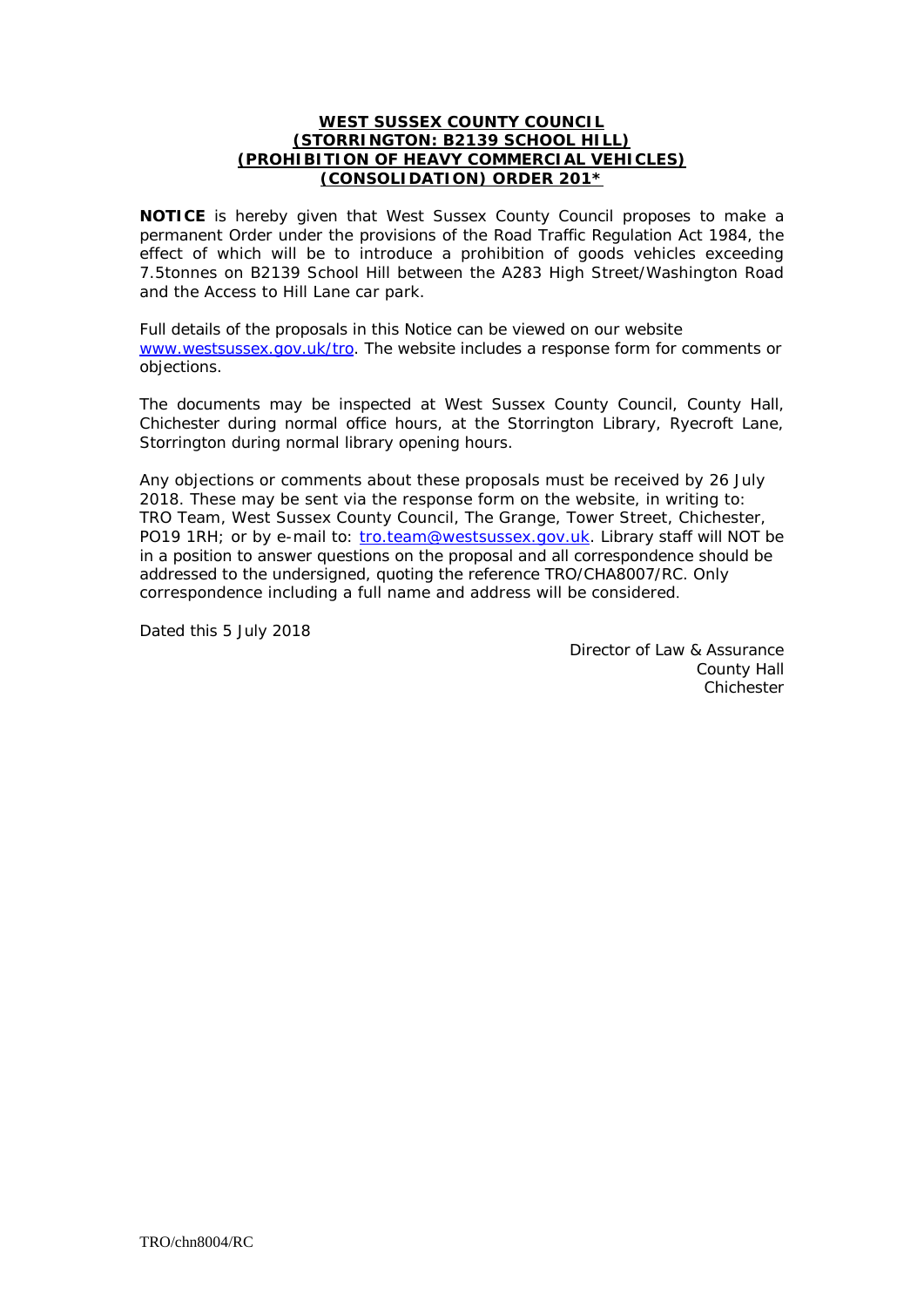**WEST SUSSEX COUNTY COUNCIL**
**(STORRINGTON: B2139 SCHOOL HILL)**
**(PROHIBITION OF HEAVY COMMERCIAL VEHICLES)**
**(CONSOLIDATION) ORDER 201***

**NOTICE** is hereby given that West Sussex County Council proposes to make a permanent Order under the provisions of the Road Traffic Regulation Act 1984, the effect of which will be to introduce a prohibition of goods vehicles exceeding 7.5tonnes on B2139 School Hill between the A283 High Street/Washington Road and the Access to Hill Lane car park.

Full details of the proposals in this Notice can be viewed on our website www.westsussex.gov.uk/tro. The website includes a response form for comments or objections.

The documents may be inspected at West Sussex County Council, County Hall, Chichester during normal office hours, at the Storrington Library, Ryecroft Lane, Storrington during normal library opening hours.

Any objections or comments about these proposals must be received by 26 July 2018. These may be sent via the response form on the website, in writing to: TRO Team, West Sussex County Council, The Grange, Tower Street, Chichester, PO19 1RH; or by e-mail to: tro.team@westsussex.gov.uk. Library staff will NOT be in a position to answer questions on the proposal and all correspondence should be addressed to the undersigned, quoting the reference TRO/CHA8007/RC. Only correspondence including a full name and address will be considered.

Dated this 5 July 2018

Director of Law & Assurance
County Hall
Chichester

TRO/chn8004/RC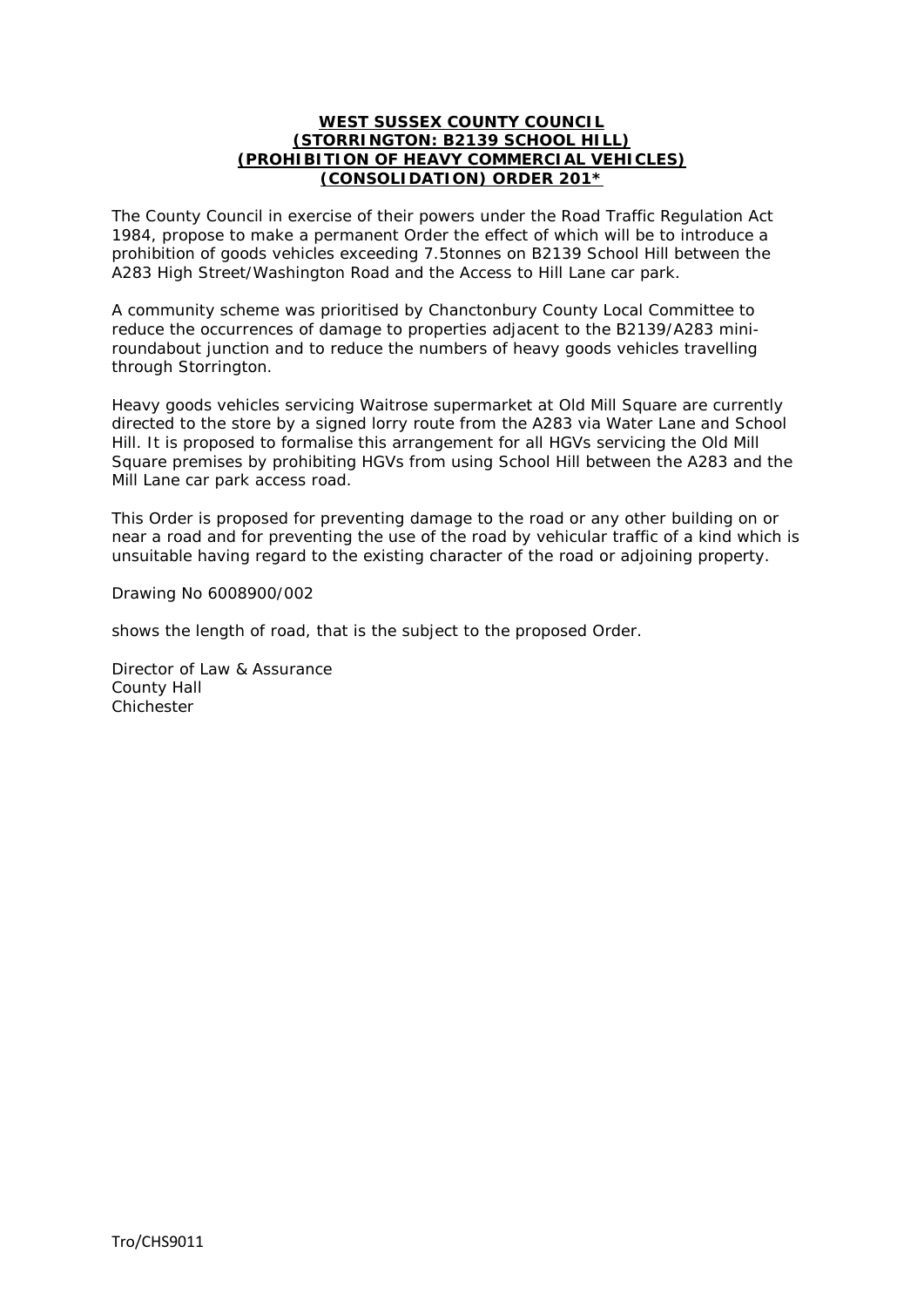**WEST SUSSEX COUNTY COUNCIL**
**(STORRINGTON: B2139 SCHOOL HILL)**
**(PROHIBITION OF HEAVY COMMERCIAL VEHICLES)**
**(CONSOLIDATION) ORDER 201***

The County Council in exercise of their powers under the Road Traffic Regulation Act 1984, propose to make a permanent Order the effect of which will be to introduce a prohibition of goods vehicles exceeding 7.5tonnes on B2139 School Hill between the A283 High Street/Washington Road and the Access to Hill Lane car park.

A community scheme was prioritised by Chanctonbury County Local Committee to reduce the occurrences of damage to properties adjacent to the B2139/A283 mini-roundabout junction and to reduce the numbers of heavy goods vehicles travelling through Storrington.

Heavy goods vehicles servicing Waitrose supermarket at Old Mill Square are currently directed to the store by a signed lorry route from the A283 via Water Lane and School Hill. It is proposed to formalise this arrangement for all HGVs servicing the Old Mill Square premises by prohibiting HGVs from using School Hill between the A283 and the Mill Lane car park access road.

This Order is proposed for preventing damage to the road or any other building on or near a road and for preventing the use of the road by vehicular traffic of a kind which is unsuitable having regard to the existing character of the road or adjoining property.

Drawing No 6008900/002

shows the length of road, that is the subject to the proposed Order.

Director of Law & Assurance
County Hall
Chichester

Tro/CHS9011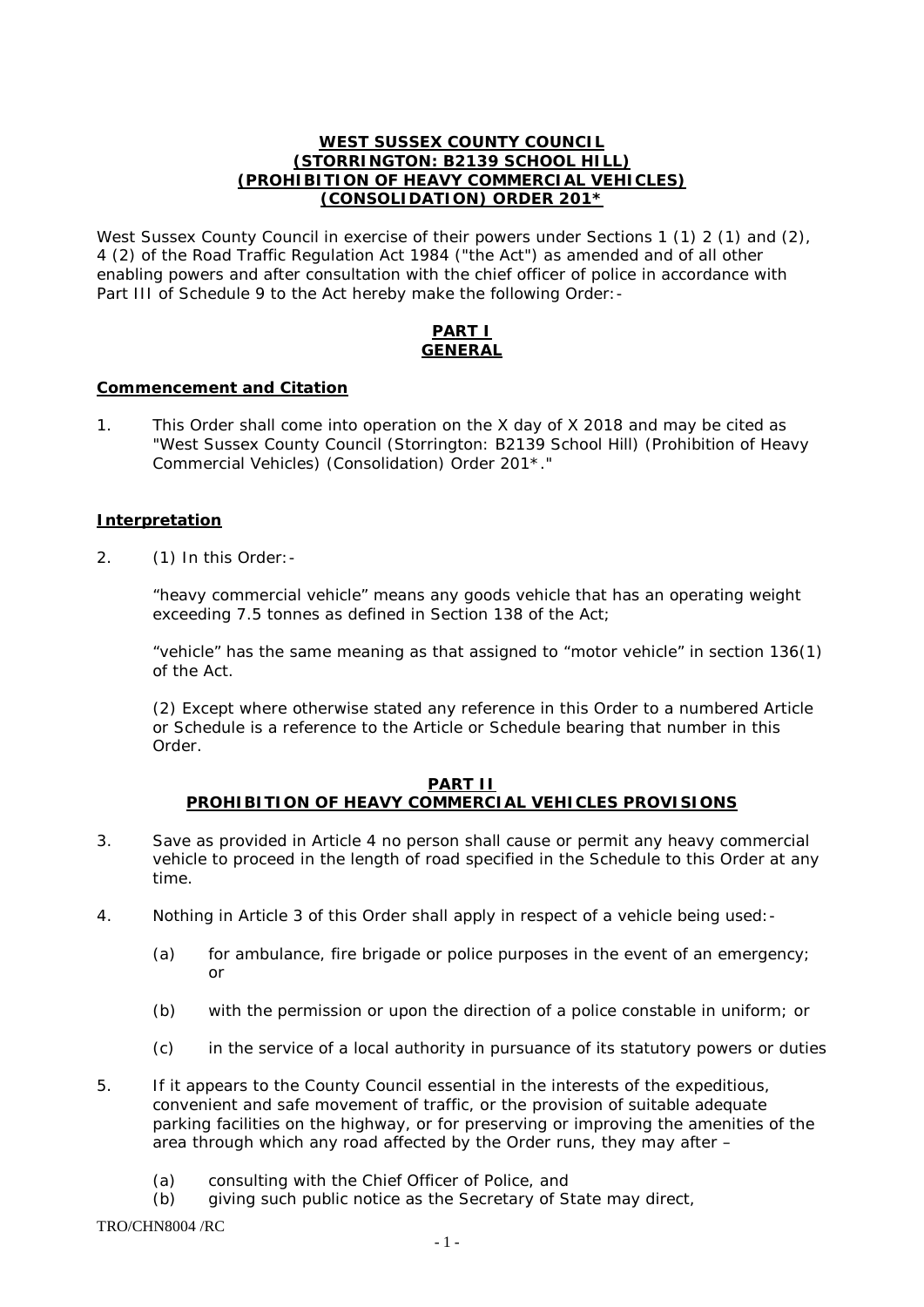**WEST SUSSEX COUNTY COUNCIL**
**(STORRINGTON: B2139 SCHOOL HILL)**
**(PROHIBITION OF HEAVY COMMERCIAL VEHICLES)**
**(CONSOLIDATION) ORDER 201***

West Sussex County Council in exercise of their powers under Sections 1 (1) 2 (1) and (2), 4 (2) of the Road Traffic Regulation Act 1984 ("the Act") as amended and of all other enabling powers and after consultation with the chief officer of police in accordance with Part III of Schedule 9 to the Act hereby make the following Order:-

## PART I
## GENERAL

### Commencement and Citation

1. This Order shall come into operation on the X day of X 2018 and may be cited as "West Sussex County Council (Storrington: B2139 School Hill) (Prohibition of Heavy Commercial Vehicles) (Consolidation) Order 201*."

### Interpretation

2. (1) In this Order:-

   "heavy commercial vehicle" means any goods vehicle that has an operating weight exceeding 7.5 tonnes as defined in Section 138 of the Act;

   "vehicle" has the same meaning as that assigned to "motor vehicle" in section 136(1) of the Act.

   (2) Except where otherwise stated any reference in this Order to a numbered Article or Schedule is a reference to the Article or Schedule bearing that number in this Order.

## PART II
## PROHIBITION OF HEAVY COMMERCIAL VEHICLES PROVISIONS

3. Save as provided in Article 4 no person shall cause or permit any heavy commercial vehicle to proceed in the length of road specified in the Schedule to this Order at any time.

4. Nothing in Article 3 of this Order shall apply in respect of a vehicle being used:-

   (a) for ambulance, fire brigade or police purposes in the event of an emergency; or

   (b) with the permission or upon the direction of a police constable in uniform; or

   (c) in the service of a local authority in pursuance of its statutory powers or duties

5. If it appears to the County Council essential in the interests of the expeditious, convenient and safe movement of traffic, or the provision of suitable adequate parking facilities on the highway, or for preserving or improving the amenities of the area through which any road affected by the Order runs, they may after –

   (a) consulting with the Chief Officer of Police, and
   (b) giving such public notice as the Secretary of State may direct,

TRO/CHN8004 /RC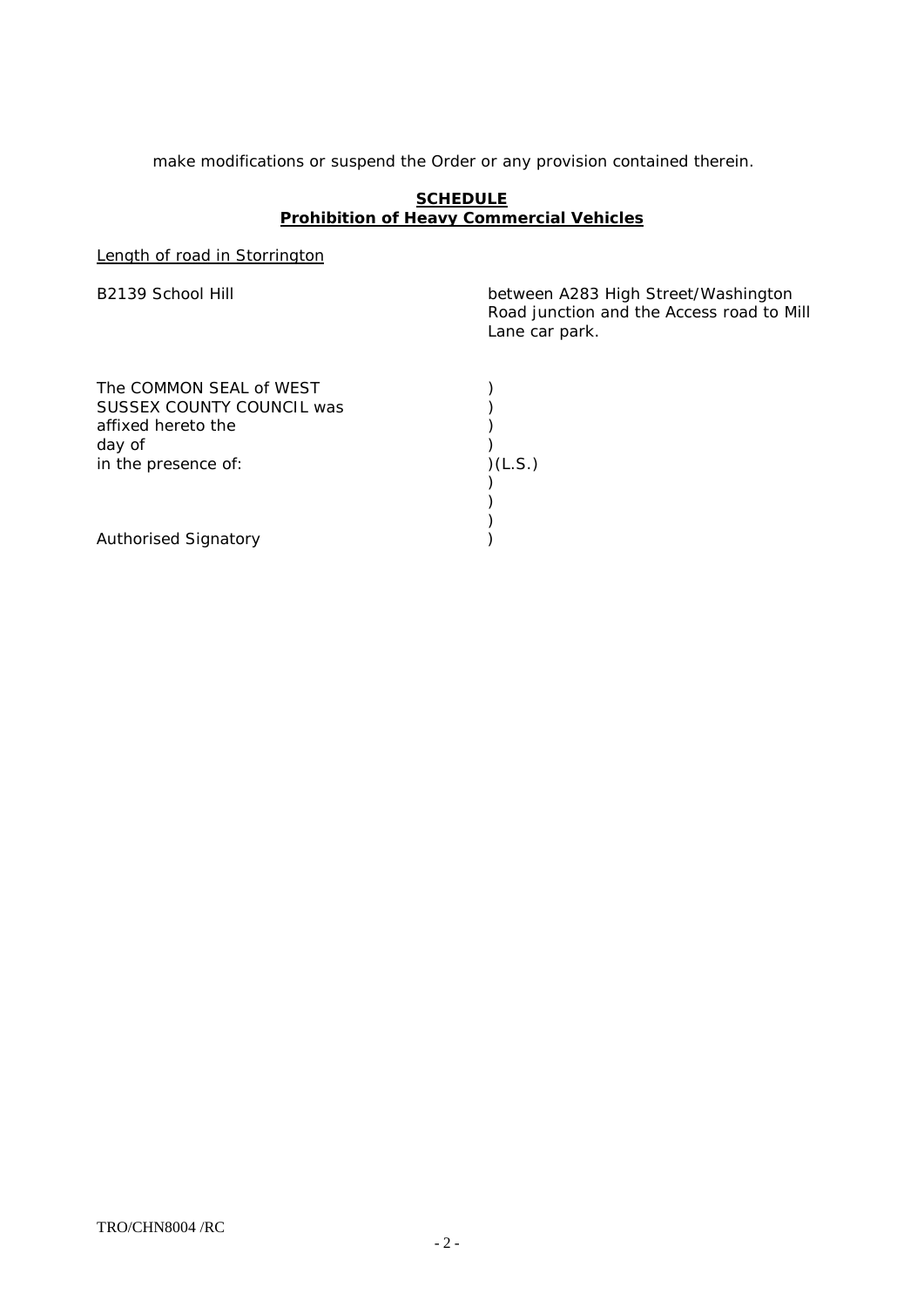make modifications or suspend the Order or any provision contained therein.

**SCHEDULE**
**Prohibition of Heavy Commercial Vehicles**

Length of road in Storrington

| | |
|---|---|
| B2139 School Hill | between A283 High Street/Washington Road junction and the Access road to Mill Lane car park. |

The COMMON SEAL of WEST )
SUSSEX COUNTY COUNCIL was )
affixed hereto the )
day of )
in the presence of: )(L.S.)
)
)
)
Authorised Signatory )

TRO/CHN8004 /RC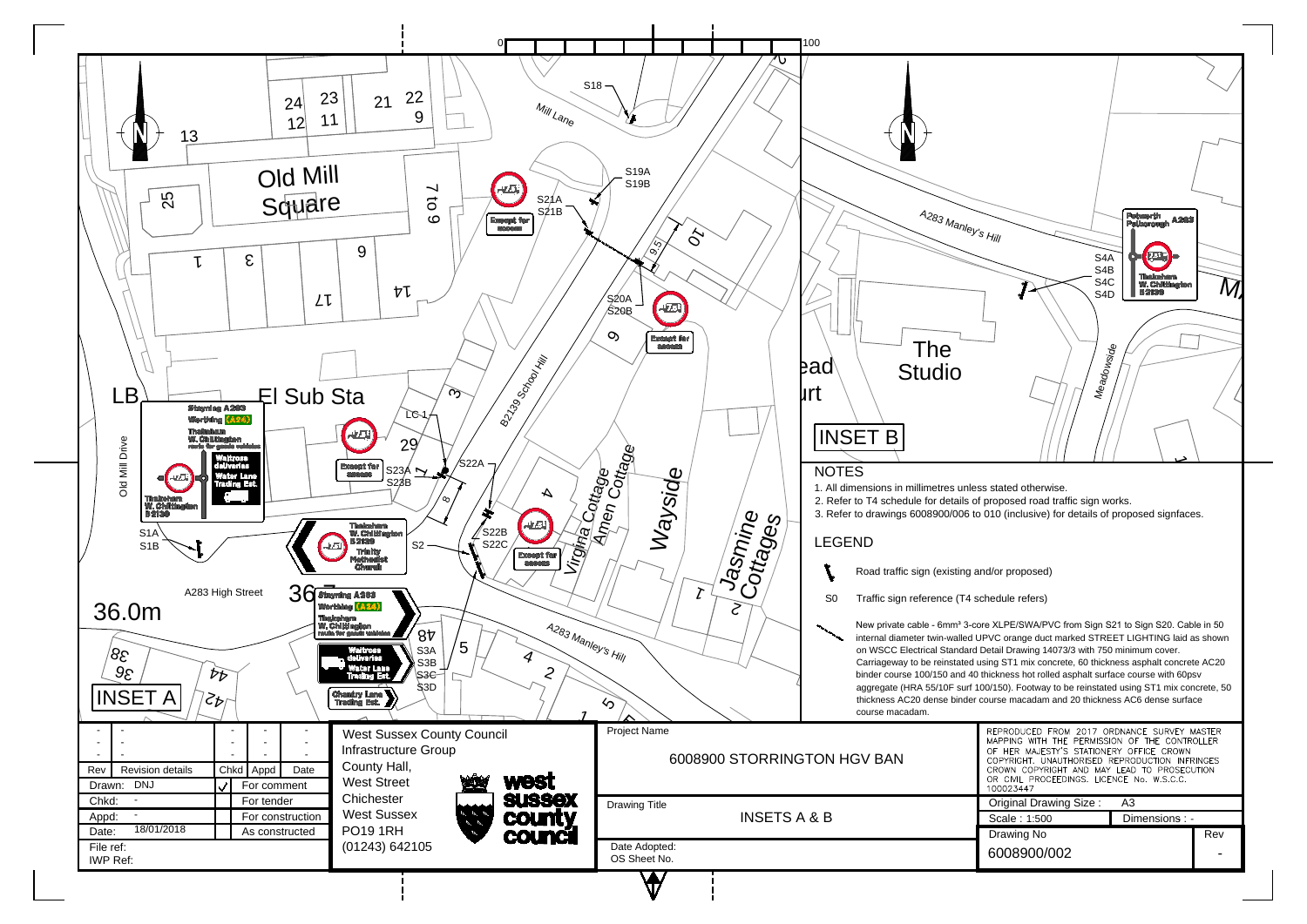INSET A

INSET B

## NOTES

1. All dimensions in millimetres unless stated otherwise.
2. Refer to T4 schedule for details of proposed road traffic sign works.
3. Refer to drawings 6008900/006 to 010 (inclusive) for details of proposed signfaces.

## LEGEND

Road traffic sign (existing and/or proposed)

S0 — Traffic sign reference (T4 schedule refers)

New private cable - 6mm² 3-core XLPE/SWA/PVC from Sign S21 to Sign S20. Cable in 50 internal diameter twin-walled UPVC orange duct marked STREET LIGHTING laid as shown on WSCC Electrical Standard Detail Drawing 14073/3 with 750 minimum cover. Carriageway to be reinstated using ST1 mix concrete, 60 thickness asphalt concrete AC20 binder course 100/150 and 40 thickness hot rolled asphalt surface course with 60psv aggregate (HRA 55/10F surf 100/150). Footway to be reinstated using ST1 mix concrete, 50 thickness AC20 dense binder course macadam and 20 thickness AC6 dense surface course macadam.

| Rev | Revision details | Chkd | Appd | Date |
|---|---|---|---|---|
| - | - | - | - | - |
| - | - | - | - | - |
| - | - | - | - | - |

| | | | |
|---|---|---|---|
| Drawn: | DNJ | ✓ | For comment |
| Chkd: | - | | For tender |
| Appd: | - | | For construction |
| Date: | 18/01/2018 | | As constructed |

File ref:
IWP Ref:

West Sussex County Council
Infrastructure Group
County Hall,
West Street
Chichester
West Sussex
PO19 1RH
(01243) 642105

west sussex county council

Project Name: 6008900 STORRINGTON HGV BAN

Drawing Title: INSETS A & B

Date Adopted:
OS Sheet No.

REPRODUCED FROM 2017 ORDNANCE SURVEY MASTER MAPPING WITH THE PERMISSION OF THE CONTROLLER OF HER MAJESTY'S STATIONERY OFFICE CROWN COPYRIGHT. UNAUTHORISED REPRODUCTION INFRINGES CROWN COPYRIGHT AND MAY LEAD TO PROSECUTION OR CIVIL PROCEEDINGS. LICENCE No. W.S.C.C. 100023447

| | |
|---|---|
| Original Drawing Size : | A3 |
| Scale : 1:500 | Dimensions : - |
| Drawing No: 6008900/002 | Rev: - |